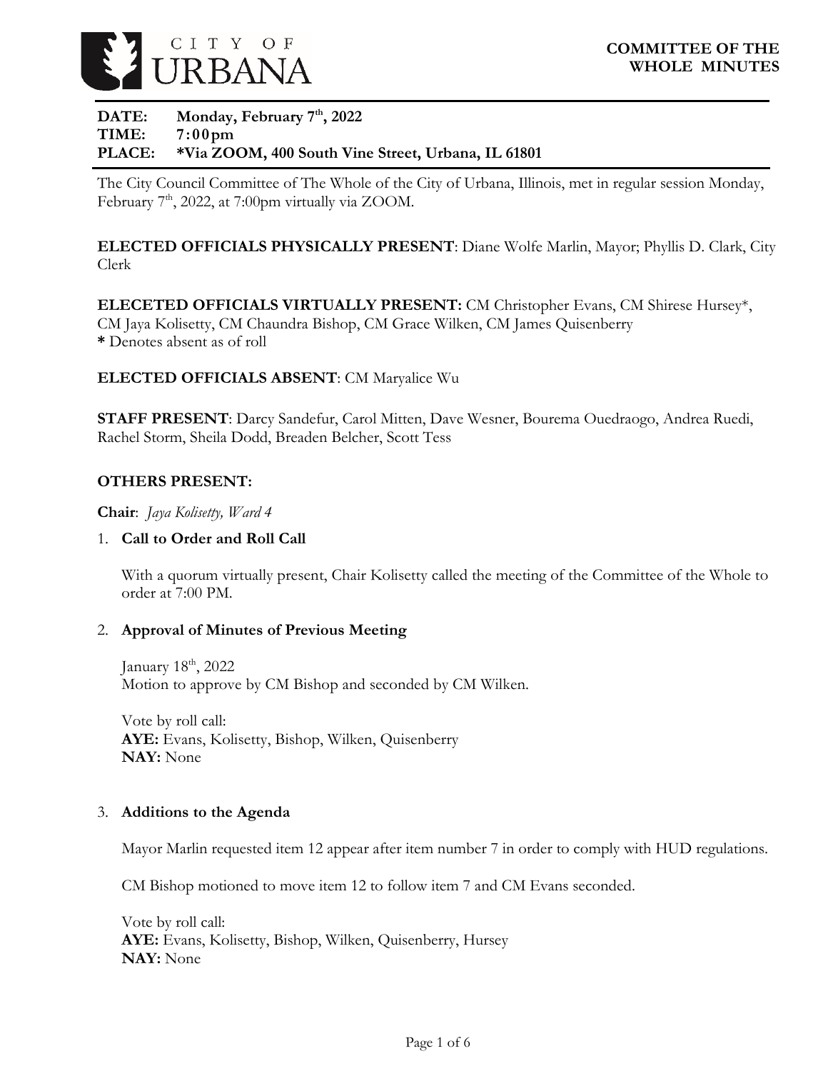CITY OF URBANA

**COMMITTEE OF THE WHOLE MINUTES**

**DATE:** **Monday, February 7th, 2022**
**TIME:** **7:00pm**
**PLACE:** **\*Via ZOOM, 400 South Vine Street, Urbana, IL 61801**

The City Council Committee of The Whole of the City of Urbana, Illinois, met in regular session Monday, February 7th, 2022, at 7:00pm virtually via ZOOM.

**ELECTED OFFICIALS PHYSICALLY PRESENT**: Diane Wolfe Marlin, Mayor; Phyllis D. Clark, City Clerk

**ELECETED OFFICIALS VIRTUALLY PRESENT:** CM Christopher Evans, CM Shirese Hursey*, CM Jaya Kolisetty, CM Chaundra Bishop, CM Grace Wilken, CM James Quisenberry
**\*** Denotes absent as of roll

**ELECTED OFFICIALS ABSENT**: CM Maryalice Wu

**STAFF PRESENT**: Darcy Sandefur, Carol Mitten, Dave Wesner, Bourema Ouedraogo, Andrea Ruedi, Rachel Storm, Sheila Dodd, Breaden Belcher, Scott Tess

**OTHERS PRESENT:**

**Chair**: *Jaya Kolisetty, Ward 4*

1. **Call to Order and Roll Call**

   With a quorum virtually present, Chair Kolisetty called the meeting of the Committee of the Whole to order at 7:00 PM.

2. **Approval of Minutes of Previous Meeting**

   January 18th, 2022
   Motion to approve by CM Bishop and seconded by CM Wilken.

   Vote by roll call:
   **AYE:** Evans, Kolisetty, Bishop, Wilken, Quisenberry
   **NAY:** None

3. **Additions to the Agenda**

   Mayor Marlin requested item 12 appear after item number 7 in order to comply with HUD regulations.

   CM Bishop motioned to move item 12 to follow item 7 and CM Evans seconded.

   Vote by roll call:
   **AYE:** Evans, Kolisetty, Bishop, Wilken, Quisenberry, Hursey
   **NAY:** None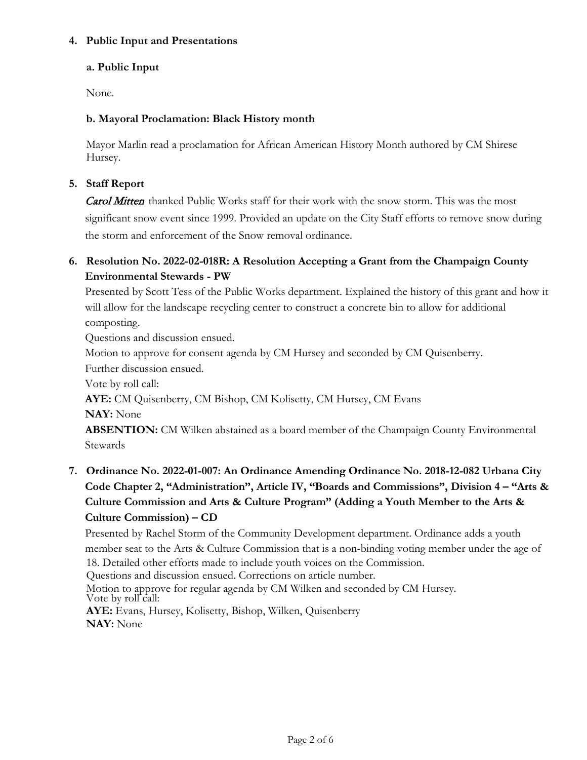**4. Public Input and Presentations**

**a. Public Input**

None.

**b. Mayoral Proclamation: Black History month**

Mayor Marlin read a proclamation for African American History Month authored by CM Shirese Hursey.

**5. Staff Report**

*Carol Mitten* thanked Public Works staff for their work with the snow storm. This was the most significant snow event since 1999. Provided an update on the City Staff efforts to remove snow during the storm and enforcement of the Snow removal ordinance.

**6. Resolution No. 2022-02-018R: A Resolution Accepting a Grant from the Champaign County Environmental Stewards - PW**

Presented by Scott Tess of the Public Works department. Explained the history of this grant and how it will allow for the landscape recycling center to construct a concrete bin to allow for additional composting.

Questions and discussion ensued.

Motion to approve for consent agenda by CM Hursey and seconded by CM Quisenberry.

Further discussion ensued.

Vote by roll call:

**AYE:** CM Quisenberry, CM Bishop, CM Kolisetty, CM Hursey, CM Evans

**NAY:** None

**ABSENTION:** CM Wilken abstained as a board member of the Champaign County Environmental Stewards

**7. Ordinance No. 2022-01-007: An Ordinance Amending Ordinance No. 2018-12-082 Urbana City Code Chapter 2, "Administration", Article IV, "Boards and Commissions", Division 4 – "Arts & Culture Commission and Arts & Culture Program" (Adding a Youth Member to the Arts & Culture Commission) – CD**

Presented by Rachel Storm of the Community Development department. Ordinance adds a youth member seat to the Arts & Culture Commission that is a non-binding voting member under the age of 18. Detailed other efforts made to include youth voices on the Commission.

Questions and discussion ensued. Corrections on article number.

Motion to approve for regular agenda by CM Wilken and seconded by CM Hursey.

Vote by roll call:

**AYE:** Evans, Hursey, Kolisetty, Bishop, Wilken, Quisenberry

**NAY:** None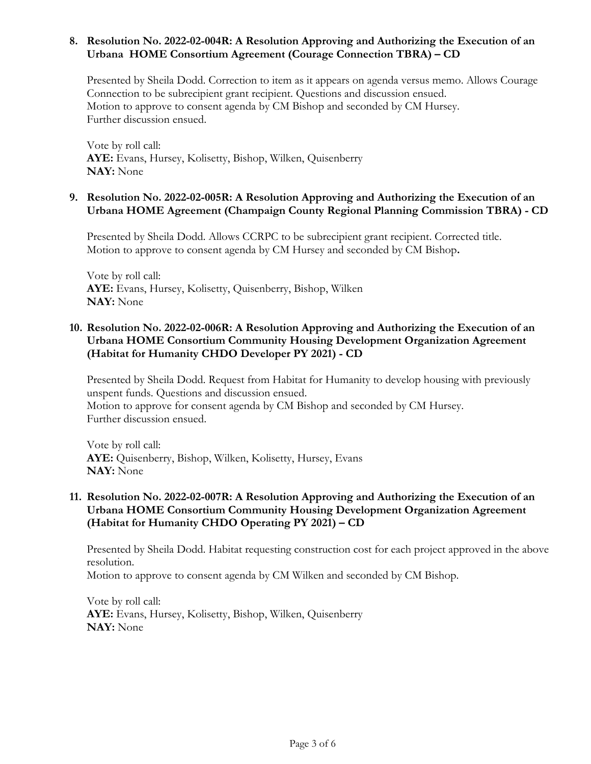8. **Resolution No. 2022-02-004R: A Resolution Approving and Authorizing the Execution of an Urbana HOME Consortium Agreement (Courage Connection TBRA) – CD**

   Presented by Sheila Dodd. Correction to item as it appears on agenda versus memo. Allows Courage Connection to be subrecipient grant recipient. Questions and discussion ensued.
   Motion to approve to consent agenda by CM Bishop and seconded by CM Hursey.
   Further discussion ensued.

   Vote by roll call:
   **AYE:** Evans, Hursey, Kolisetty, Bishop, Wilken, Quisenberry
   **NAY:** None

9. **Resolution No. 2022-02-005R: A Resolution Approving and Authorizing the Execution of an Urbana HOME Agreement (Champaign County Regional Planning Commission TBRA) - CD**

   Presented by Sheila Dodd. Allows CCRPC to be subrecipient grant recipient. Corrected title.
   Motion to approve to consent agenda by CM Hursey and seconded by CM Bishop**.**

   Vote by roll call:
   **AYE:** Evans, Hursey, Kolisetty, Quisenberry, Bishop, Wilken
   **NAY:** None

10. **Resolution No. 2022-02-006R: A Resolution Approving and Authorizing the Execution of an Urbana HOME Consortium Community Housing Development Organization Agreement (Habitat for Humanity CHDO Developer PY 2021) - CD**

    Presented by Sheila Dodd. Request from Habitat for Humanity to develop housing with previously unspent funds. Questions and discussion ensued.
    Motion to approve for consent agenda by CM Bishop and seconded by CM Hursey.
    Further discussion ensued.

    Vote by roll call:
    **AYE:** Quisenberry, Bishop, Wilken, Kolisetty, Hursey, Evans
    **NAY:** None

11. **Resolution No. 2022-02-007R: A Resolution Approving and Authorizing the Execution of an Urbana HOME Consortium Community Housing Development Organization Agreement (Habitat for Humanity CHDO Operating PY 2021) – CD**

    Presented by Sheila Dodd. Habitat requesting construction cost for each project approved in the above resolution.
    Motion to approve to consent agenda by CM Wilken and seconded by CM Bishop.

    Vote by roll call:
    **AYE:** Evans, Hursey, Kolisetty, Bishop, Wilken, Quisenberry
    **NAY:** None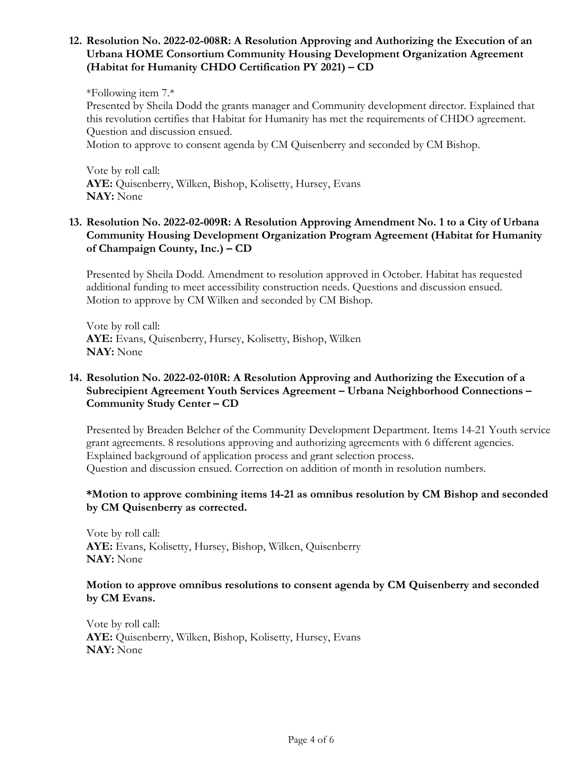**12. Resolution No. 2022-02-008R: A Resolution Approving and Authorizing the Execution of an Urbana HOME Consortium Community Housing Development Organization Agreement (Habitat for Humanity CHDO Certification PY 2021) – CD**

*Following item 7.*
Presented by Sheila Dodd the grants manager and Community development director. Explained that this revolution certifies that Habitat for Humanity has met the requirements of CHDO agreement. Question and discussion ensued.
Motion to approve to consent agenda by CM Quisenberry and seconded by CM Bishop.

Vote by roll call:
**AYE:** Quisenberry, Wilken, Bishop, Kolisetty, Hursey, Evans
**NAY:** None

**13. Resolution No. 2022-02-009R: A Resolution Approving Amendment No. 1 to a City of Urbana Community Housing Development Organization Program Agreement (Habitat for Humanity of Champaign County, Inc.) – CD**

Presented by Sheila Dodd. Amendment to resolution approved in October. Habitat has requested additional funding to meet accessibility construction needs. Questions and discussion ensued.
Motion to approve by CM Wilken and seconded by CM Bishop.

Vote by roll call:
**AYE:** Evans, Quisenberry, Hursey, Kolisetty, Bishop, Wilken
**NAY:** None

**14. Resolution No. 2022-02-010R: A Resolution Approving and Authorizing the Execution of a Subrecipient Agreement Youth Services Agreement – Urbana Neighborhood Connections – Community Study Center – CD**

Presented by Breaden Belcher of the Community Development Department. Items 14-21 Youth service grant agreements. 8 resolutions approving and authorizing agreements with 6 different agencies. Explained background of application process and grant selection process.
Question and discussion ensued. Correction on addition of month in resolution numbers.

**\*Motion to approve combining items 14-21 as omnibus resolution by CM Bishop and seconded by CM Quisenberry as corrected.**

Vote by roll call:
**AYE:** Evans, Kolisetty, Hursey, Bishop, Wilken, Quisenberry
**NAY:** None

**Motion to approve omnibus resolutions to consent agenda by CM Quisenberry and seconded by CM Evans.**

Vote by roll call:
**AYE:** Quisenberry, Wilken, Bishop, Kolisetty, Hursey, Evans
**NAY:** None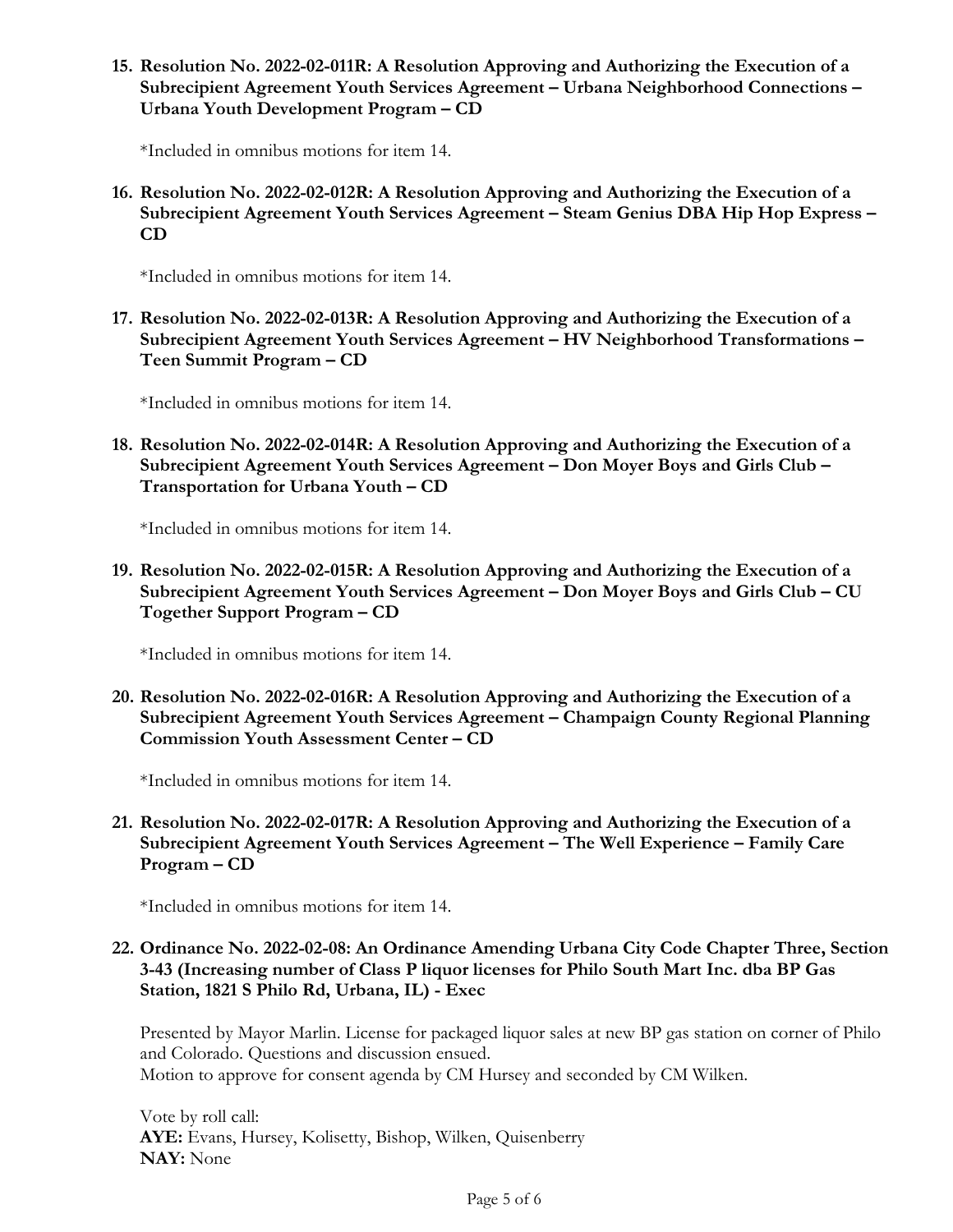**15. Resolution No. 2022-02-011R: A Resolution Approving and Authorizing the Execution of a Subrecipient Agreement Youth Services Agreement – Urbana Neighborhood Connections – Urbana Youth Development Program – CD**

*Included in omnibus motions for item 14.

**16. Resolution No. 2022-02-012R: A Resolution Approving and Authorizing the Execution of a Subrecipient Agreement Youth Services Agreement – Steam Genius DBA Hip Hop Express – CD**

*Included in omnibus motions for item 14.

**17. Resolution No. 2022-02-013R: A Resolution Approving and Authorizing the Execution of a Subrecipient Agreement Youth Services Agreement – HV Neighborhood Transformations – Teen Summit Program – CD**

*Included in omnibus motions for item 14.

**18. Resolution No. 2022-02-014R: A Resolution Approving and Authorizing the Execution of a Subrecipient Agreement Youth Services Agreement – Don Moyer Boys and Girls Club – Transportation for Urbana Youth – CD**

*Included in omnibus motions for item 14.

**19. Resolution No. 2022-02-015R: A Resolution Approving and Authorizing the Execution of a Subrecipient Agreement Youth Services Agreement – Don Moyer Boys and Girls Club – CU Together Support Program – CD**

*Included in omnibus motions for item 14.

**20. Resolution No. 2022-02-016R: A Resolution Approving and Authorizing the Execution of a Subrecipient Agreement Youth Services Agreement – Champaign County Regional Planning Commission Youth Assessment Center – CD**

*Included in omnibus motions for item 14.

**21. Resolution No. 2022-02-017R: A Resolution Approving and Authorizing the Execution of a Subrecipient Agreement Youth Services Agreement – The Well Experience – Family Care Program – CD**

*Included in omnibus motions for item 14.

**22. Ordinance No. 2022-02-08: An Ordinance Amending Urbana City Code Chapter Three, Section 3-43 (Increasing number of Class P liquor licenses for Philo South Mart Inc. dba BP Gas Station, 1821 S Philo Rd, Urbana, IL) - Exec**

Presented by Mayor Marlin. License for packaged liquor sales at new BP gas station on corner of Philo and Colorado. Questions and discussion ensued.
Motion to approve for consent agenda by CM Hursey and seconded by CM Wilken.

Vote by roll call:
**AYE:** Evans, Hursey, Kolisetty, Bishop, Wilken, Quisenberry
**NAY:** None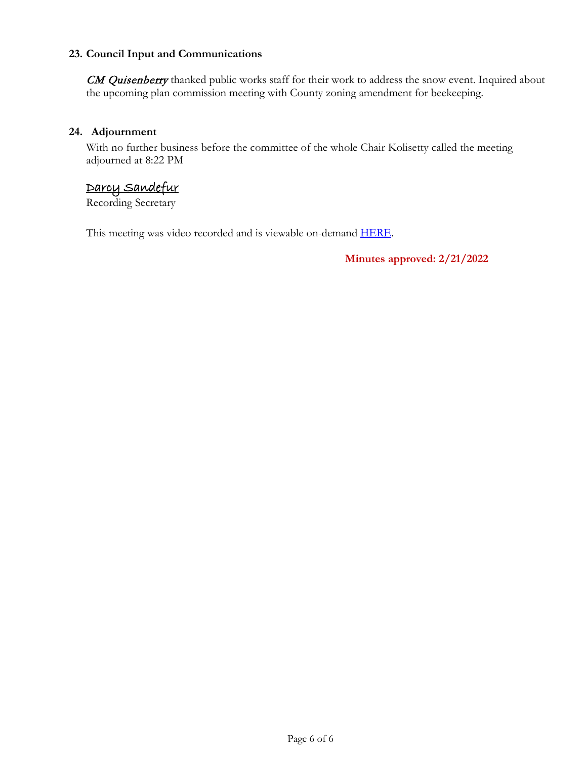### 23. Council Input and Communications

*CM Quisenberry* thanked public works staff for their work to address the snow event. Inquired about the upcoming plan commission meeting with County zoning amendment for beekeeping.

### 24. Adjournment

With no further business before the committee of the whole Chair Kolisetty called the meeting adjourned at 8:22 PM

Darcy Sandefur
Recording Secretary

This meeting was video recorded and is viewable on-demand HERE.

**Minutes approved: 2/21/2022**